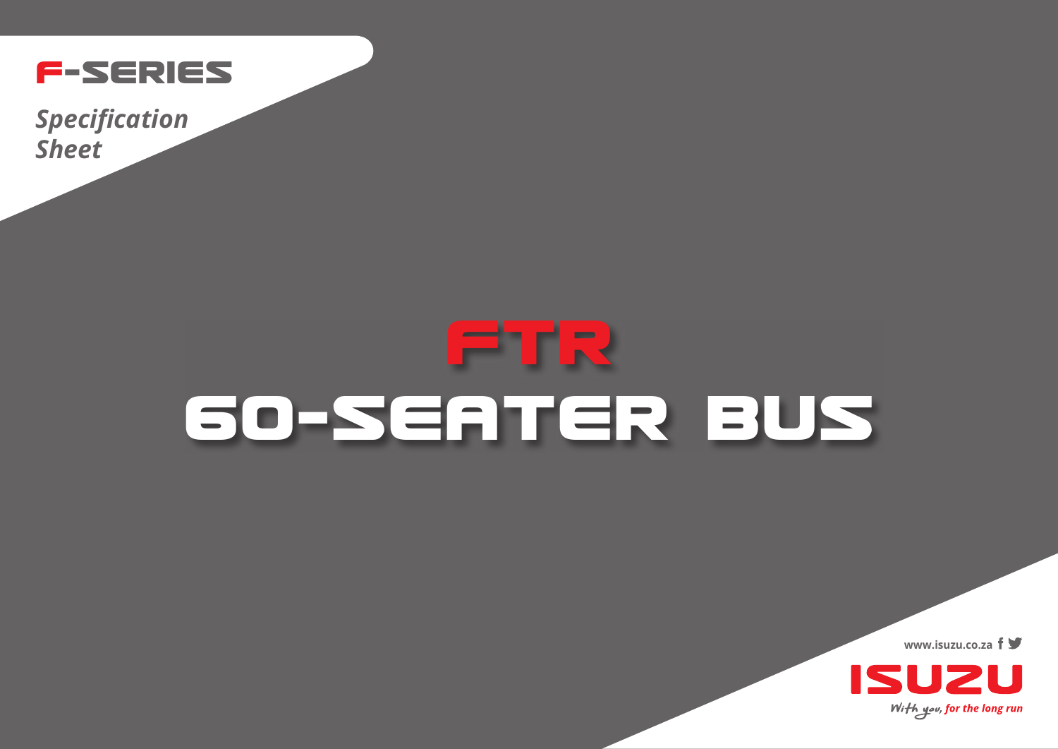# F-SERIES

*Specification Sheet*

# FTR
# 60-SEATER BUS

www.isuzu.co.za

ISUZU

*With you, for the long run*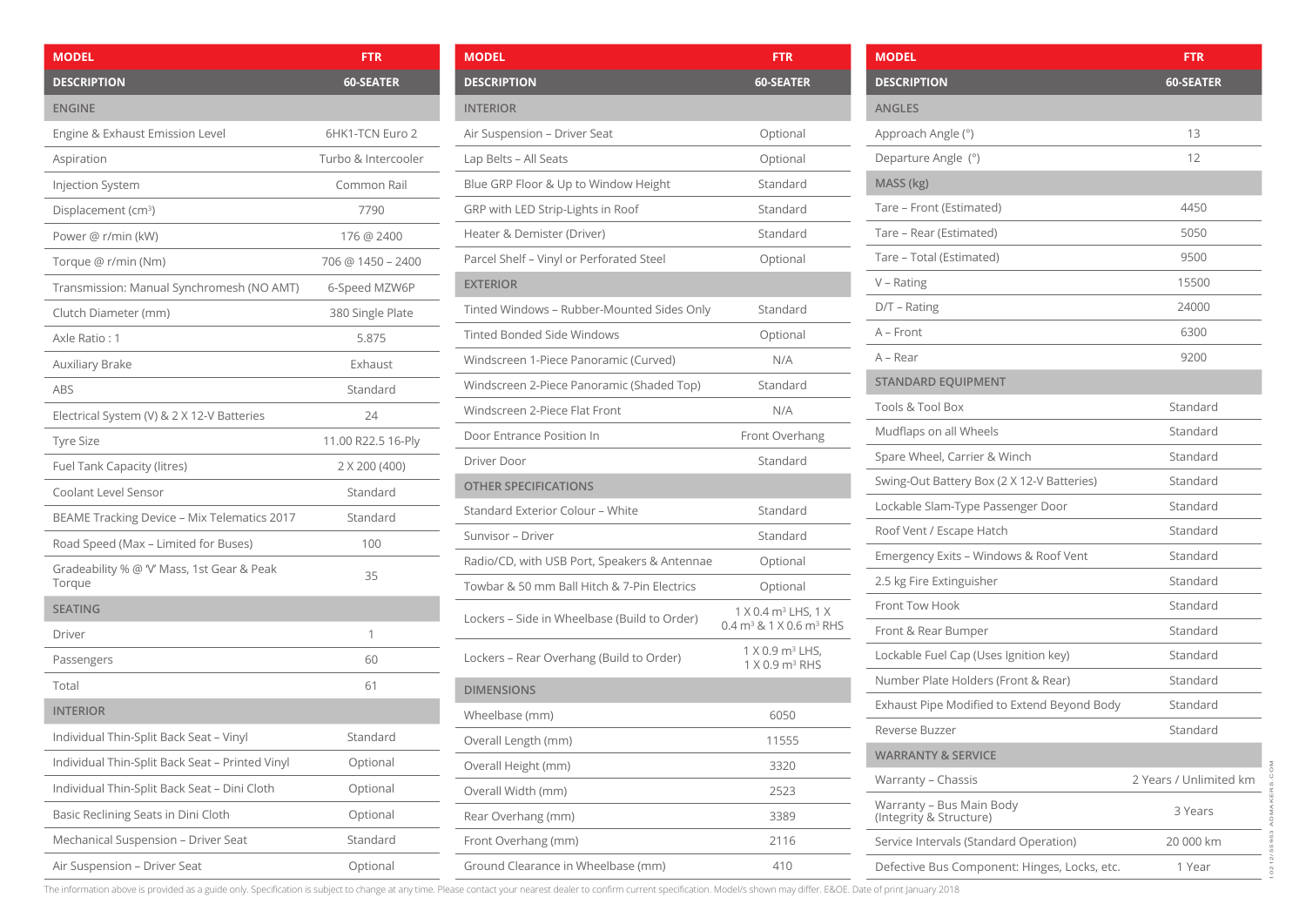| MODEL | FTR |
|---|---|
| **DESCRIPTION** | **60-SEATER** |
| **ENGINE** | |
| Engine & Exhaust Emission Level | 6HK1-TCN Euro 2 |
| Aspiration | Turbo & Intercooler |
| Injection System | Common Rail |
| Displacement (cm³) | 7790 |
| Power @ r/min (kW) | 176 @ 2400 |
| Torque @ r/min (Nm) | 706 @ 1450 – 2400 |
| Transmission: Manual Synchromesh (NO AMT) | 6-Speed MZW6P |
| Clutch Diameter (mm) | 380 Single Plate |
| Axle Ratio : 1 | 5.875 |
| Auxiliary Brake | Exhaust |
| ABS | Standard |
| Electrical System (V) & 2 X 12-V Batteries | 24 |
| Tyre Size | 11.00 R22.5 16-Ply |
| Fuel Tank Capacity (litres) | 2 X 200 (400) |
| Coolant Level Sensor | Standard |
| BEAME Tracking Device – Mix Telematics 2017 | Standard |
| Road Speed (Max – Limited for Buses) | 100 |
| Gradeability % @ 'V' Mass, 1st Gear & Peak Torque | 35 |
| **SEATING** | |
| Driver | 1 |
| Passengers | 60 |
| Total | 61 |
| **INTERIOR** | |
| Individual Thin-Split Back Seat – Vinyl | Standard |
| Individual Thin-Split Back Seat – Printed Vinyl | Optional |
| Individual Thin-Split Back Seat – Dini Cloth | Optional |
| Basic Reclining Seats in Dini Cloth | Optional |
| Mechanical Suspension – Driver Seat | Standard |
| Air Suspension – Driver Seat | Optional |

| MODEL | FTR |
|---|---|
| **DESCRIPTION** | **60-SEATER** |
| **INTERIOR** | |
| Air Suspension – Driver Seat | Optional |
| Lap Belts – All Seats | Optional |
| Blue GRP Floor & Up to Window Height | Standard |
| GRP with LED Strip-Lights in Roof | Standard |
| Heater & Demister (Driver) | Standard |
| Parcel Shelf – Vinyl or Perforated Steel | Optional |
| **EXTERIOR** | |
| Tinted Windows – Rubber-Mounted Sides Only | Standard |
| Tinted Bonded Side Windows | Optional |
| Windscreen 1-Piece Panoramic (Curved) | N/A |
| Windscreen 2-Piece Panoramic (Shaded Top) | Standard |
| Windscreen 2-Piece Flat Front | N/A |
| Door Entrance Position In | Front Overhang |
| Driver Door | Standard |
| **OTHER SPECIFICATIONS** | |
| Standard Exterior Colour – White | Standard |
| Sunvisor – Driver | Standard |
| Radio/CD, with USB Port, Speakers & Antennae | Optional |
| Towbar & 50 mm Ball Hitch & 7-Pin Electrics | Optional |
| Lockers – Side in Wheelbase (Build to Order) | 1 X 0.4 m³ LHS, 1 X 0.4 m³ & 1 X 0.6 m³ RHS |
| Lockers – Rear Overhang (Build to Order) | 1 X 0.9 m³ LHS, 1 X 0.9 m³ RHS |
| **DIMENSIONS** | |
| Wheelbase (mm) | 6050 |
| Overall Length (mm) | 11555 |
| Overall Height (mm) | 3320 |
| Overall Width (mm) | 2523 |
| Rear Overhang (mm) | 3389 |
| Front Overhang (mm) | 2116 |
| Ground Clearance in Wheelbase (mm) | 410 |

| MODEL | FTR |
|---|---|
| **DESCRIPTION** | **60-SEATER** |
| **ANGLES** | |
| Approach Angle (°) | 13 |
| Departure Angle (°) | 12 |
| **MASS (kg)** | |
| Tare – Front (Estimated) | 4450 |
| Tare – Rear (Estimated) | 5050 |
| Tare – Total (Estimated) | 9500 |
| V – Rating | 15500 |
| D/T – Rating | 24000 |
| A – Front | 6300 |
| A – Rear | 9200 |
| **STANDARD EQUIPMENT** | |
| Tools & Tool Box | Standard |
| Mudflaps on all Wheels | Standard |
| Spare Wheel, Carrier & Winch | Standard |
| Swing-Out Battery Box (2 X 12-V Batteries) | Standard |
| Lockable Slam-Type Passenger Door | Standard |
| Roof Vent / Escape Hatch | Standard |
| Emergency Exits – Windows & Roof Vent | Standard |
| 2.5 kg Fire Extinguisher | Standard |
| Front Tow Hook | Standard |
| Front & Rear Bumper | Standard |
| Lockable Fuel Cap (Uses Ignition key) | Standard |
| Number Plate Holders (Front & Rear) | Standard |
| Exhaust Pipe Modified to Extend Beyond Body | Standard |
| Reverse Buzzer | Standard |
| **WARRANTY & SERVICE** | |
| Warranty – Chassis | 2 Years / Unlimited km |
| Warranty – Bus Main Body (Integrity & Structure) | 3 Years |
| Service Intervals (Standard Operation) | 20 000 km |
| Defective Bus Component: Hinges, Locks, etc. | 1 Year |

The information above is provided as a guide only. Specification is subject to change at any time. Please contact your nearest dealer to confirm current specification. Model/s shown may differ. E&OE. Date of print January 2018